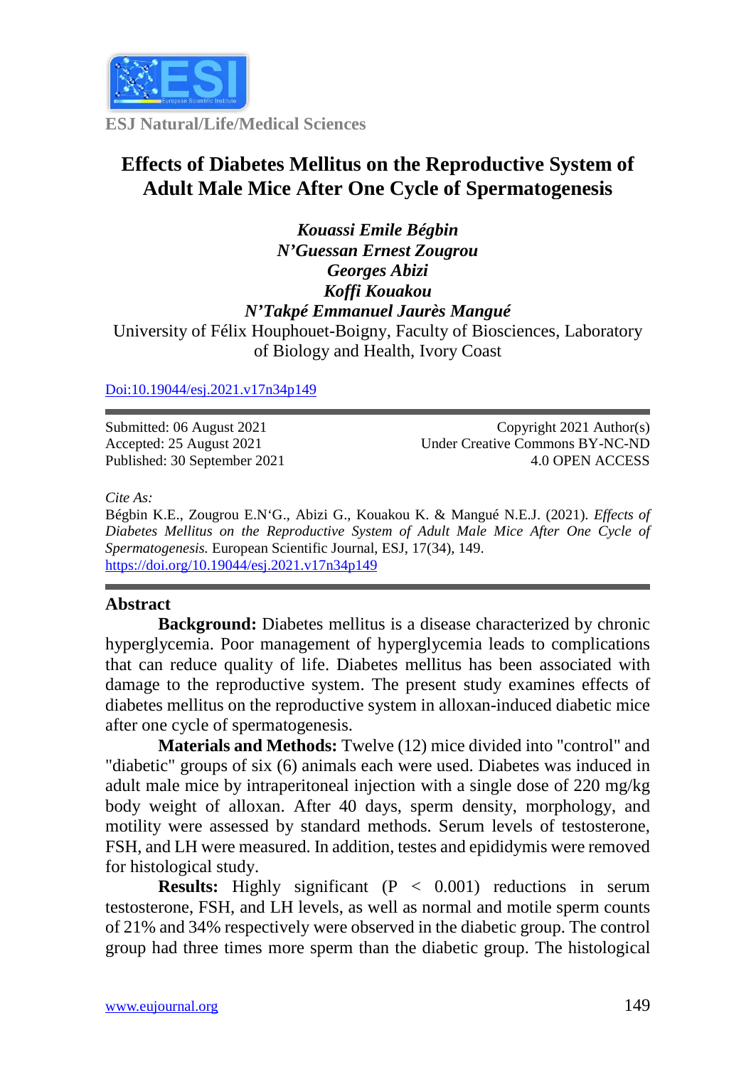ESJ Natural/Life/Medical Sciences

# Effects of Diabetes Mellitus on the Reproductive System of Adult Male Mice After One Cycle of Spermatogenesis

*Kouassi Emile Bégbin*
*N'Guessan Ernest Zougrou*
*Georges Abizi*
*Koffi Kouakou*
*N'Takpé Emmanuel Jaurès Mangué*
University of Félix Houphouet-Boigny, Faculty of Biosciences, Laboratory of Biology and Health, Ivory Coast

Doi:10.19044/esj.2021.v17n34p149

Submitted: 06 August 2021
Accepted: 25 August 2021
Published: 30 September 2021

Copyright 2021 Author(s)
Under Creative Commons BY-NC-ND
4.0 OPEN ACCESS

*Cite As:*
Bégbin K.E., Zougrou E.N'G., Abizi G., Kouakou K. & Mangué N.E.J. (2021). *Effects of Diabetes Mellitus on the Reproductive System of Adult Male Mice After One Cycle of Spermatogenesis.* European Scientific Journal, ESJ, 17(34), 149.
https://doi.org/10.19044/esj.2021.v17n34p149

## Abstract

**Background:** Diabetes mellitus is a disease characterized by chronic hyperglycemia. Poor management of hyperglycemia leads to complications that can reduce quality of life. Diabetes mellitus has been associated with damage to the reproductive system. The present study examines effects of diabetes mellitus on the reproductive system in alloxan-induced diabetic mice after one cycle of spermatogenesis.

**Materials and Methods:** Twelve (12) mice divided into "control" and "diabetic" groups of six (6) animals each were used. Diabetes was induced in adult male mice by intraperitoneal injection with a single dose of 220 mg/kg body weight of alloxan. After 40 days, sperm density, morphology, and motility were assessed by standard methods. Serum levels of testosterone, FSH, and LH were measured. In addition, testes and epididymis were removed for histological study.

**Results:** Highly significant ($P < 0.001$) reductions in serum testosterone, FSH, and LH levels, as well as normal and motile sperm counts of 21% and 34% respectively were observed in the diabetic group. The control group had three times more sperm than the diabetic group. The histological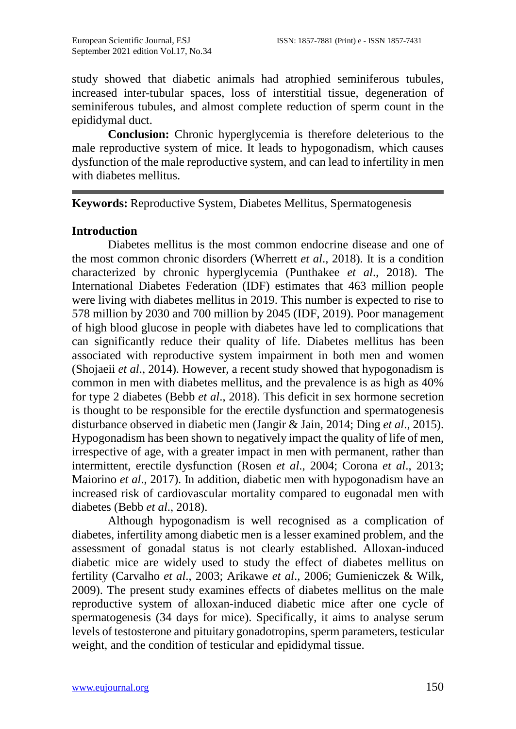study showed that diabetic animals had atrophied seminiferous tubules, increased inter-tubular spaces, loss of interstitial tissue, degeneration of seminiferous tubules, and almost complete reduction of sperm count in the epididymal duct.

**Conclusion:** Chronic hyperglycemia is therefore deleterious to the male reproductive system of mice. It leads to hypogonadism, which causes dysfunction of the male reproductive system, and can lead to infertility in men with diabetes mellitus.

---

**Keywords:** Reproductive System, Diabetes Mellitus, Spermatogenesis

## Introduction

Diabetes mellitus is the most common endocrine disease and one of the most common chronic disorders (Wherrett *et al*., 2018). It is a condition characterized by chronic hyperglycemia (Punthakee *et al*., 2018). The International Diabetes Federation (IDF) estimates that 463 million people were living with diabetes mellitus in 2019. This number is expected to rise to 578 million by 2030 and 700 million by 2045 (IDF, 2019). Poor management of high blood glucose in people with diabetes have led to complications that can significantly reduce their quality of life. Diabetes mellitus has been associated with reproductive system impairment in both men and women (Shojaeii *et al*., 2014). However, a recent study showed that hypogonadism is common in men with diabetes mellitus, and the prevalence is as high as 40% for type 2 diabetes (Bebb *et al*., 2018). This deficit in sex hormone secretion is thought to be responsible for the erectile dysfunction and spermatogenesis disturbance observed in diabetic men (Jangir & Jain, 2014; Ding *et al*., 2015). Hypogonadism has been shown to negatively impact the quality of life of men, irrespective of age, with a greater impact in men with permanent, rather than intermittent, erectile dysfunction (Rosen *et al*., 2004; Corona *et al*., 2013; Maiorino *et al*., 2017). In addition, diabetic men with hypogonadism have an increased risk of cardiovascular mortality compared to eugonadal men with diabetes (Bebb *et al*., 2018).

Although hypogonadism is well recognised as a complication of diabetes, infertility among diabetic men is a lesser examined problem, and the assessment of gonadal status is not clearly established. Alloxan-induced diabetic mice are widely used to study the effect of diabetes mellitus on fertility (Carvalho *et al*., 2003; Arikawe *et al*., 2006; Gumieniczek & Wilk, 2009). The present study examines effects of diabetes mellitus on the male reproductive system of alloxan-induced diabetic mice after one cycle of spermatogenesis (34 days for mice). Specifically, it aims to analyse serum levels of testosterone and pituitary gonadotropins, sperm parameters, testicular weight, and the condition of testicular and epididymal tissue.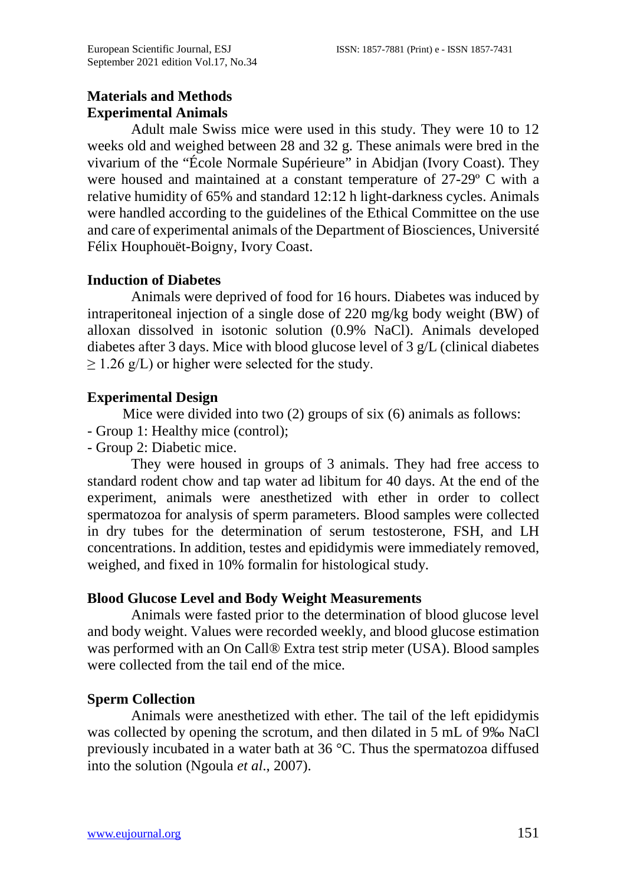## Materials and Methods

### Experimental Animals

Adult male Swiss mice were used in this study. They were 10 to 12 weeks old and weighed between 28 and 32 g. These animals were bred in the vivarium of the "École Normale Supérieure" in Abidjan (Ivory Coast). They were housed and maintained at a constant temperature of 27-29º C with a relative humidity of 65% and standard 12:12 h light-darkness cycles. Animals were handled according to the guidelines of the Ethical Committee on the use and care of experimental animals of the Department of Biosciences, Université Félix Houphouët-Boigny, Ivory Coast.

### Induction of Diabetes

Animals were deprived of food for 16 hours. Diabetes was induced by intraperitoneal injection of a single dose of 220 mg/kg body weight (BW) of alloxan dissolved in isotonic solution (0.9% NaCl). Animals developed diabetes after 3 days. Mice with blood glucose level of 3 g/L (clinical diabetes $\geq$ 1.26 g/L) or higher were selected for the study.

### Experimental Design

Mice were divided into two (2) groups of six (6) animals as follows:

- Group 1: Healthy mice (control);
- Group 2: Diabetic mice.

They were housed in groups of 3 animals. They had free access to standard rodent chow and tap water ad libitum for 40 days. At the end of the experiment, animals were anesthetized with ether in order to collect spermatozoa for analysis of sperm parameters. Blood samples were collected in dry tubes for the determination of serum testosterone, FSH, and LH concentrations. In addition, testes and epididymis were immediately removed, weighed, and fixed in 10% formalin for histological study.

### Blood Glucose Level and Body Weight Measurements

Animals were fasted prior to the determination of blood glucose level and body weight. Values were recorded weekly, and blood glucose estimation was performed with an On Call® Extra test strip meter (USA). Blood samples were collected from the tail end of the mice.

### Sperm Collection

Animals were anesthetized with ether. The tail of the left epididymis was collected by opening the scrotum, and then dilated in 5 mL of 9‰ NaCl previously incubated in a water bath at 36 °C. Thus the spermatozoa diffused into the solution (Ngoula *et al*., 2007).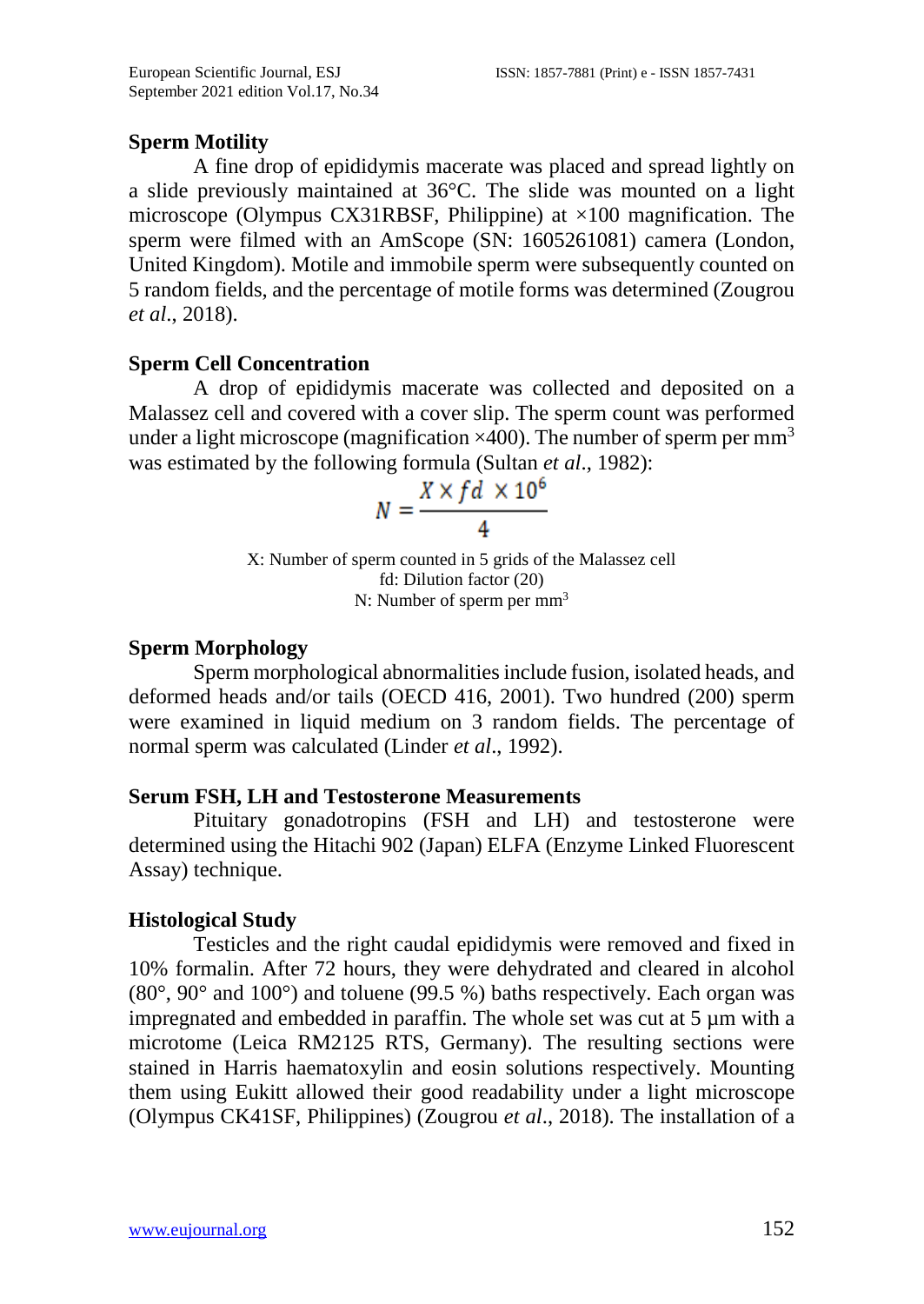### Sperm Motility

A fine drop of epididymis macerate was placed and spread lightly on a slide previously maintained at 36°C. The slide was mounted on a light microscope (Olympus CX31RBSF, Philippine) at ×100 magnification. The sperm were filmed with an AmScope (SN: 1605261081) camera (London, United Kingdom). Motile and immobile sperm were subsequently counted on 5 random fields, and the percentage of motile forms was determined (Zougrou *et al*., 2018).

### Sperm Cell Concentration

A drop of epididymis macerate was collected and deposited on a Malassez cell and covered with a cover slip. The sperm count was performed under a light microscope (magnification ×400). The number of sperm per mm$^3$ was estimated by the following formula (Sultan *et al*., 1982):

$$N = \frac{X \times fd \times 10^6}{4}$$

X: Number of sperm counted in 5 grids of the Malassez cell
fd: Dilution factor (20)
N: Number of sperm per mm$^3$

### Sperm Morphology

Sperm morphological abnormalities include fusion, isolated heads, and deformed heads and/or tails (OECD 416, 2001). Two hundred (200) sperm were examined in liquid medium on 3 random fields. The percentage of normal sperm was calculated (Linder *et al*., 1992).

### Serum FSH, LH and Testosterone Measurements

Pituitary gonadotropins (FSH and LH) and testosterone were determined using the Hitachi 902 (Japan) ELFA (Enzyme Linked Fluorescent Assay) technique.

### Histological Study

Testicles and the right caudal epididymis were removed and fixed in 10% formalin. After 72 hours, they were dehydrated and cleared in alcohol (80°, 90° and 100°) and toluene (99.5 %) baths respectively. Each organ was impregnated and embedded in paraffin. The whole set was cut at 5 µm with a microtome (Leica RM2125 RTS, Germany). The resulting sections were stained in Harris haematoxylin and eosin solutions respectively. Mounting them using Eukitt allowed their good readability under a light microscope (Olympus CK41SF, Philippines) (Zougrou *et al*., 2018). The installation of a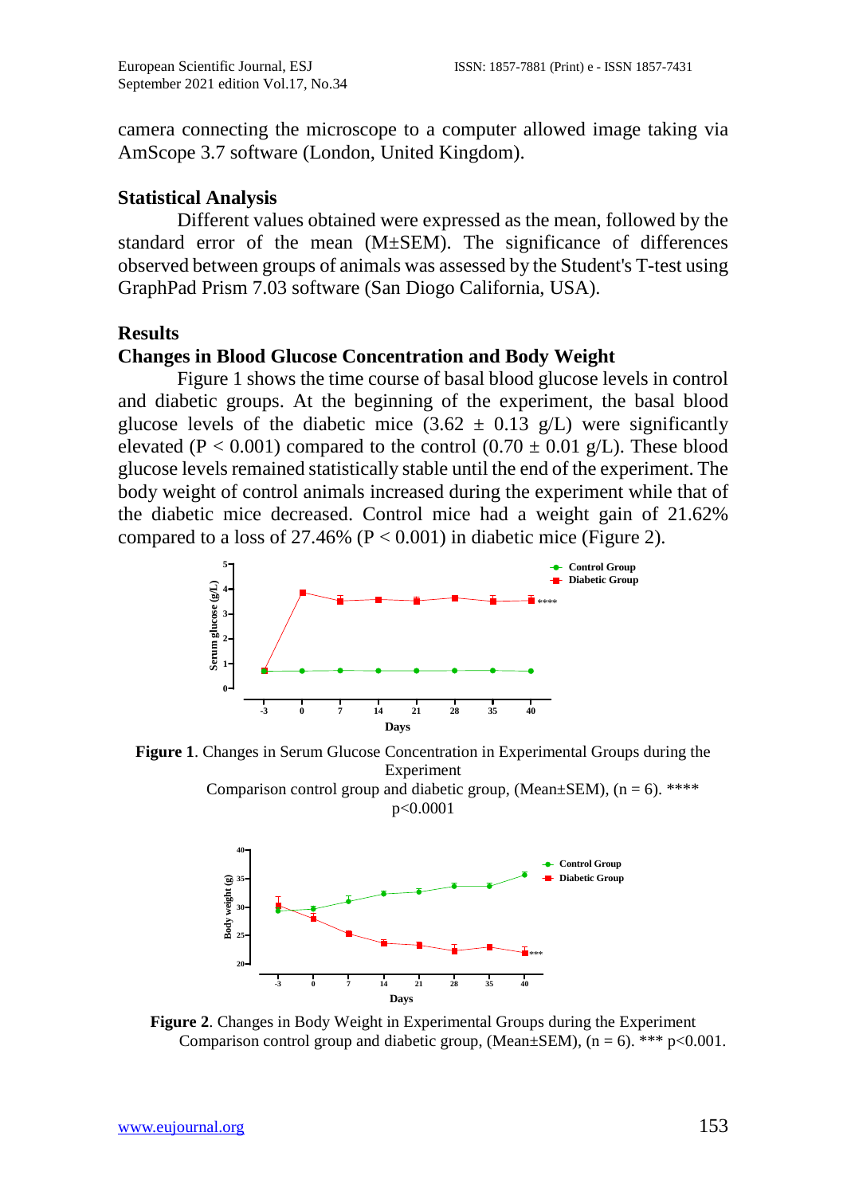camera connecting the microscope to a computer allowed image taking via AmScope 3.7 software (London, United Kingdom).

### Statistical Analysis

Different values obtained were expressed as the mean, followed by the standard error of the mean (M±SEM). The significance of differences observed between groups of animals was assessed by the Student's T-test using GraphPad Prism 7.03 software (San Diogo California, USA).

## Results

### Changes in Blood Glucose Concentration and Body Weight

Figure 1 shows the time course of basal blood glucose levels in control and diabetic groups. At the beginning of the experiment, the basal blood glucose levels of the diabetic mice (3.62 ± 0.13 g/L) were significantly elevated ($P < 0.001$) compared to the control (0.70 ± 0.01 g/L). These blood glucose levels remained statistically stable until the end of the experiment. The body weight of control animals increased during the experiment while that of the diabetic mice decreased. Control mice had a weight gain of 21.62% compared to a loss of 27.46% ($P < 0.001$) in diabetic mice (Figure 2).

**Figure 1**. Changes in Serum Glucose Concentration in Experimental Groups during the Experiment
Comparison control group and diabetic group, (Mean±SEM), (n = 6). **** p<0.0001

**Figure 2**. Changes in Body Weight in Experimental Groups during the Experiment
Comparison control group and diabetic group, (Mean±SEM), (n = 6). *** p<0.001.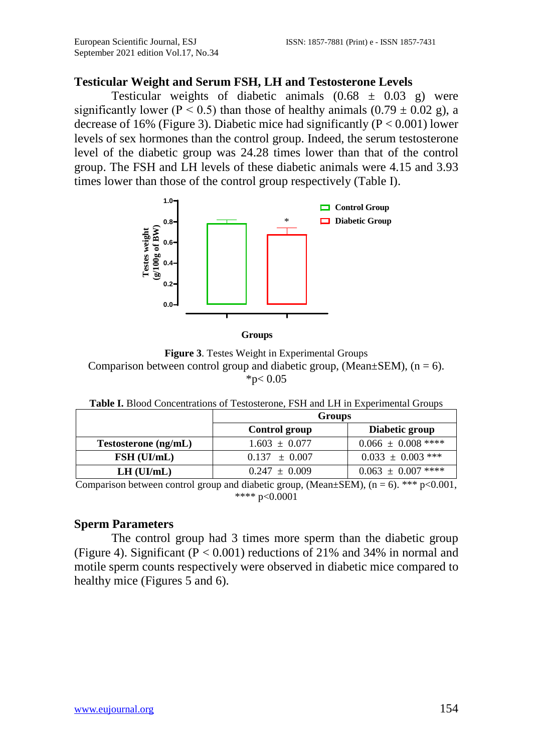## Testicular Weight and Serum FSH, LH and Testosterone Levels

Testicular weights of diabetic animals ($0.68 \pm 0.03$ g) were significantly lower ($P < 0.5$) than those of healthy animals ($0.79 \pm 0.02$ g), a decrease of 16% (Figure 3). Diabetic mice had significantly ($P < 0.001$) lower levels of sex hormones than the control group. Indeed, the serum testosterone level of the diabetic group was 24.28 times lower than that of the control group. The FSH and LH levels of these diabetic animals were 4.15 and 3.93 times lower than those of the control group respectively (Table I).

**Figure 3**. Testes Weight in Experimental Groups
Comparison between control group and diabetic group, (Mean±SEM), (n = 6).
*p< 0.05

**Table I.** Blood Concentrations of Testosterone, FSH and LH in Experimental Groups

| | Groups | |
|---|---|---|
| | **Control group** | **Diabetic group** |
| **Testosterone (ng/mL)** | $1.603 \pm 0.077$ | $0.066 \pm 0.008$ **** |
| **FSH (UI/mL)** | $0.137 \pm 0.007$ | $0.033 \pm 0.003$ *** |
| **LH (UI/mL)** | $0.247 \pm 0.009$ | $0.063 \pm 0.007$ **** |

Comparison between control group and diabetic group, (Mean±SEM), (n = 6). *** p<0.001, **** p<0.0001

## Sperm Parameters

The control group had 3 times more sperm than the diabetic group (Figure 4). Significant ($P < 0.001$) reductions of 21% and 34% in normal and motile sperm counts respectively were observed in diabetic mice compared to healthy mice (Figures 5 and 6).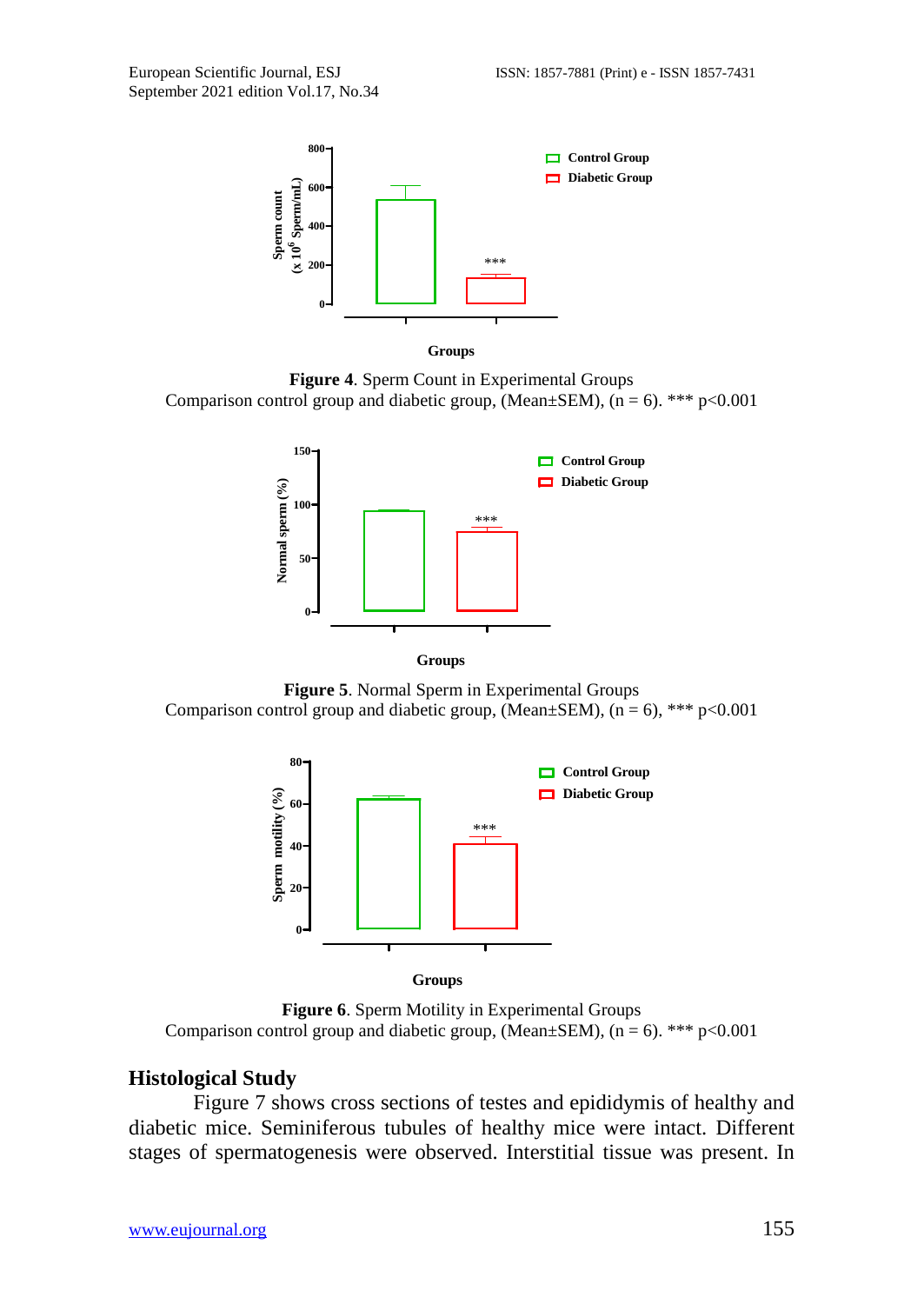**Figure 4**. Sperm Count in Experimental Groups
Comparison control group and diabetic group, (Mean±SEM), (n = 6). *** p<0.001

**Figure 5**. Normal Sperm in Experimental Groups
Comparison control group and diabetic group, (Mean±SEM), (n = 6), *** p<0.001

**Figure 6**. Sperm Motility in Experimental Groups
Comparison control group and diabetic group, (Mean±SEM), (n = 6). *** p<0.001

## Histological Study

Figure 7 shows cross sections of testes and epididymis of healthy and diabetic mice. Seminiferous tubules of healthy mice were intact. Different stages of spermatogenesis were observed. Interstitial tissue was present. In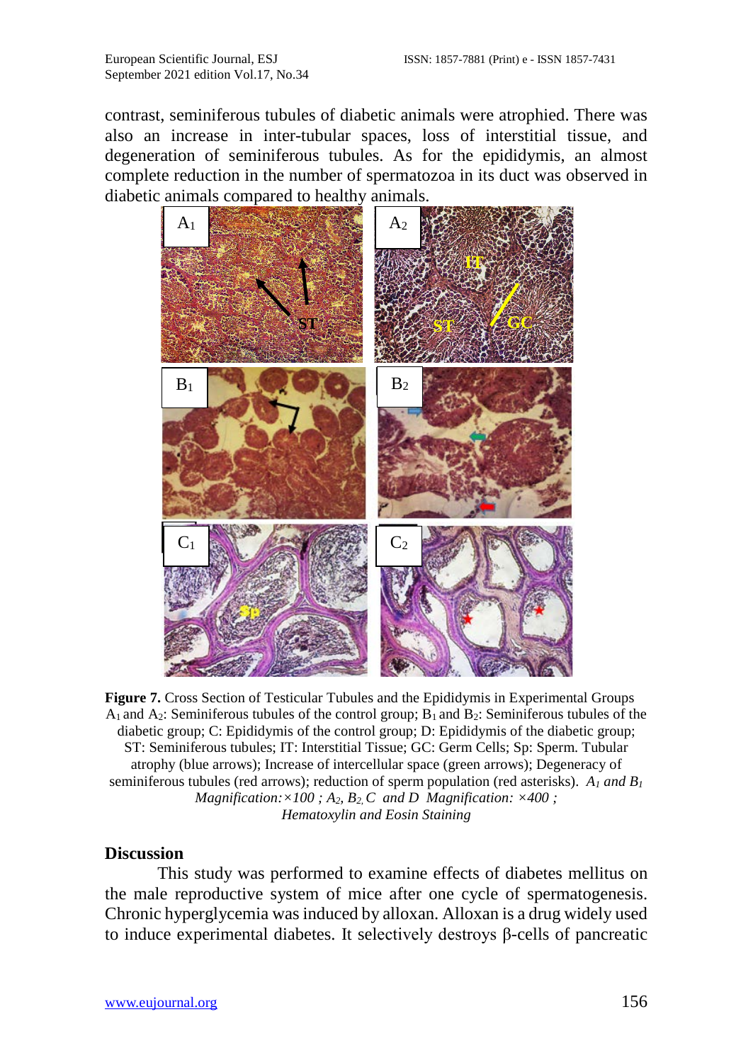contrast, seminiferous tubules of diabetic animals were atrophied. There was also an increase in inter-tubular spaces, loss of interstitial tissue, and degeneration of seminiferous tubules. As for the epididymis, an almost complete reduction in the number of spermatozoa in its duct was observed in diabetic animals compared to healthy animals.

**Figure 7.** Cross Section of Testicular Tubules and the Epididymis in Experimental Groups $A_1$ and $A_2$: Seminiferous tubules of the control group; $B_1$ and $B_2$: Seminiferous tubules of the diabetic group; C: Epididymis of the control group; D: Epididymis of the diabetic group; ST: Seminiferous tubules; IT: Interstitial Tissue; GC: Germ Cells; Sp: Sperm. Tubular atrophy (blue arrows); Increase of intercellular space (green arrows); Degeneracy of seminiferous tubules (red arrows); reduction of sperm population (red asterisks). *$A_1$ and $B_1$ Magnification: ×100 ; $A_2$, $B_2$, C and D Magnification: ×400 ; Hematoxylin and Eosin Staining*

## Discussion

This study was performed to examine effects of diabetes mellitus on the male reproductive system of mice after one cycle of spermatogenesis. Chronic hyperglycemia was induced by alloxan. Alloxan is a drug widely used to induce experimental diabetes. It selectively destroys β-cells of pancreatic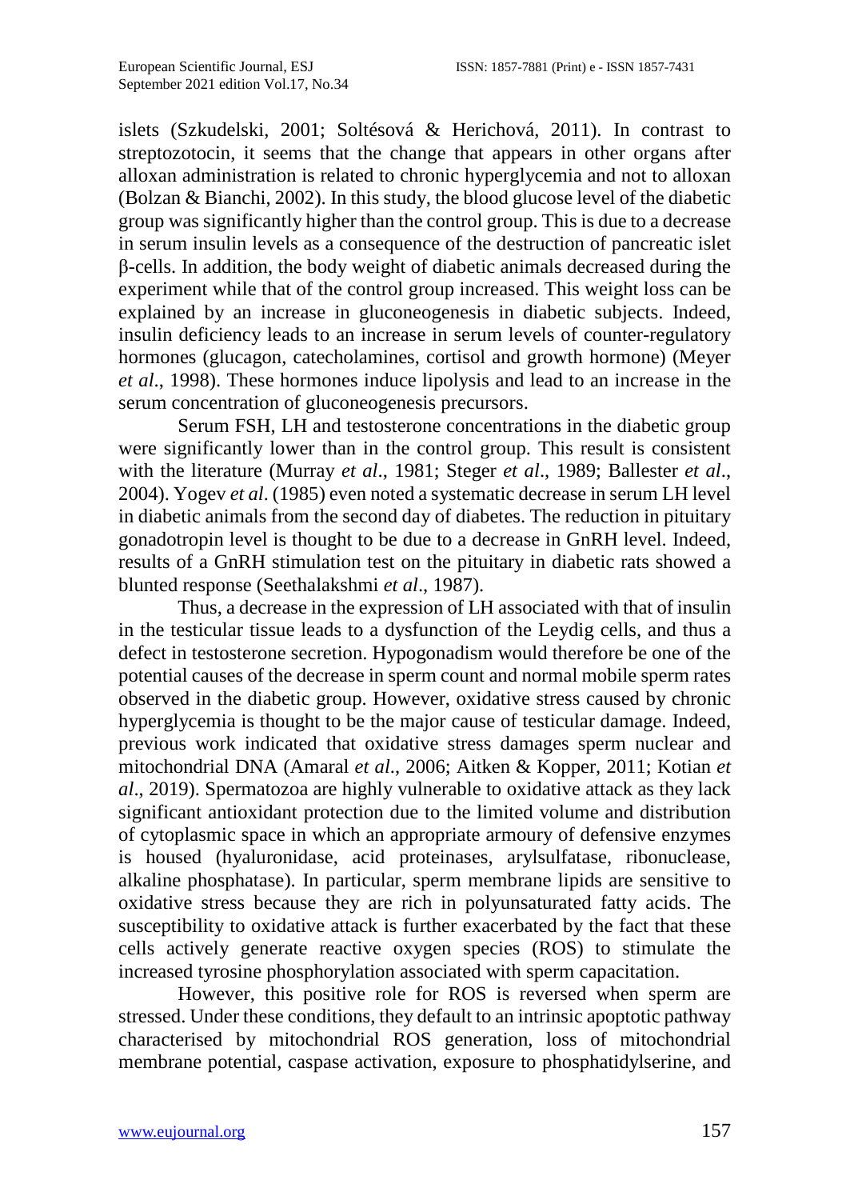islets (Szkudelski, 2001; Soltésová & Herichová, 2011). In contrast to streptozotocin, it seems that the change that appears in other organs after alloxan administration is related to chronic hyperglycemia and not to alloxan (Bolzan & Bianchi, 2002). In this study, the blood glucose level of the diabetic group was significantly higher than the control group. This is due to a decrease in serum insulin levels as a consequence of the destruction of pancreatic islet β-cells. In addition, the body weight of diabetic animals decreased during the experiment while that of the control group increased. This weight loss can be explained by an increase in gluconeogenesis in diabetic subjects. Indeed, insulin deficiency leads to an increase in serum levels of counter-regulatory hormones (glucagon, catecholamines, cortisol and growth hormone) (Meyer *et al*., 1998). These hormones induce lipolysis and lead to an increase in the serum concentration of gluconeogenesis precursors.

Serum FSH, LH and testosterone concentrations in the diabetic group were significantly lower than in the control group. This result is consistent with the literature (Murray *et al*., 1981; Steger *et al*., 1989; Ballester *et al*., 2004). Yogev *et al*. (1985) even noted a systematic decrease in serum LH level in diabetic animals from the second day of diabetes. The reduction in pituitary gonadotropin level is thought to be due to a decrease in GnRH level. Indeed, results of a GnRH stimulation test on the pituitary in diabetic rats showed a blunted response (Seethalakshmi *et al*., 1987).

Thus, a decrease in the expression of LH associated with that of insulin in the testicular tissue leads to a dysfunction of the Leydig cells, and thus a defect in testosterone secretion. Hypogonadism would therefore be one of the potential causes of the decrease in sperm count and normal mobile sperm rates observed in the diabetic group. However, oxidative stress caused by chronic hyperglycemia is thought to be the major cause of testicular damage. Indeed, previous work indicated that oxidative stress damages sperm nuclear and mitochondrial DNA (Amaral *et al*., 2006; Aitken & Kopper, 2011; Kotian *et al*., 2019). Spermatozoa are highly vulnerable to oxidative attack as they lack significant antioxidant protection due to the limited volume and distribution of cytoplasmic space in which an appropriate armoury of defensive enzymes is housed (hyaluronidase, acid proteinases, arylsulfatase, ribonuclease, alkaline phosphatase). In particular, sperm membrane lipids are sensitive to oxidative stress because they are rich in polyunsaturated fatty acids. The susceptibility to oxidative attack is further exacerbated by the fact that these cells actively generate reactive oxygen species (ROS) to stimulate the increased tyrosine phosphorylation associated with sperm capacitation.

However, this positive role for ROS is reversed when sperm are stressed. Under these conditions, they default to an intrinsic apoptotic pathway characterised by mitochondrial ROS generation, loss of mitochondrial membrane potential, caspase activation, exposure to phosphatidylserine, and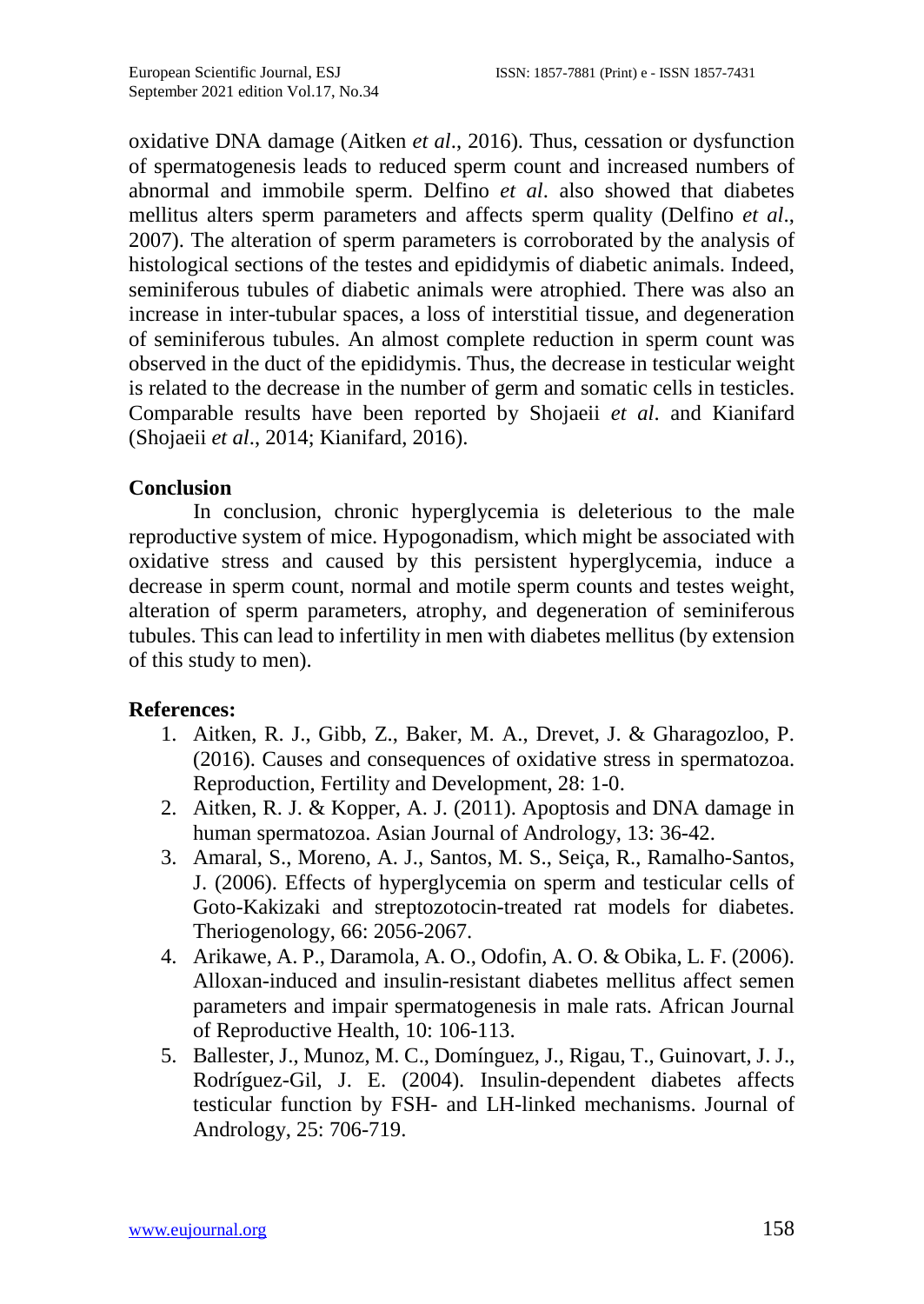oxidative DNA damage (Aitken *et al*., 2016). Thus, cessation or dysfunction of spermatogenesis leads to reduced sperm count and increased numbers of abnormal and immobile sperm. Delfino *et al*. also showed that diabetes mellitus alters sperm parameters and affects sperm quality (Delfino *et al*., 2007). The alteration of sperm parameters is corroborated by the analysis of histological sections of the testes and epididymis of diabetic animals. Indeed, seminiferous tubules of diabetic animals were atrophied. There was also an increase in inter-tubular spaces, a loss of interstitial tissue, and degeneration of seminiferous tubules. An almost complete reduction in sperm count was observed in the duct of the epididymis. Thus, the decrease in testicular weight is related to the decrease in the number of germ and somatic cells in testicles. Comparable results have been reported by Shojaeii *et al*. and Kianifard (Shojaeii *et al*., 2014; Kianifard, 2016).

## Conclusion

In conclusion, chronic hyperglycemia is deleterious to the male reproductive system of mice. Hypogonadism, which might be associated with oxidative stress and caused by this persistent hyperglycemia, induce a decrease in sperm count, normal and motile sperm counts and testes weight, alteration of sperm parameters, atrophy, and degeneration of seminiferous tubules. This can lead to infertility in men with diabetes mellitus (by extension of this study to men).

## References:

1. Aitken, R. J., Gibb, Z., Baker, M. A., Drevet, J. & Gharagozloo, P. (2016). Causes and consequences of oxidative stress in spermatozoa. Reproduction, Fertility and Development, 28: 1-0.
2. Aitken, R. J. & Kopper, A. J. (2011). Apoptosis and DNA damage in human spermatozoa. Asian Journal of Andrology, 13: 36-42.
3. Amaral, S., Moreno, A. J., Santos, M. S., Seiça, R., Ramalho-Santos, J. (2006). Effects of hyperglycemia on sperm and testicular cells of Goto-Kakizaki and streptozotocin-treated rat models for diabetes. Theriogenology, 66: 2056-2067.
4. Arikawe, A. P., Daramola, A. O., Odofin, A. O. & Obika, L. F. (2006). Alloxan-induced and insulin-resistant diabetes mellitus affect semen parameters and impair spermatogenesis in male rats. African Journal of Reproductive Health, 10: 106-113.
5. Ballester, J., Munoz, M. C., Domínguez, J., Rigau, T., Guinovart, J. J., Rodríguez-Gil, J. E. (2004). Insulin-dependent diabetes affects testicular function by FSH- and LH-linked mechanisms. Journal of Andrology, 25: 706-719.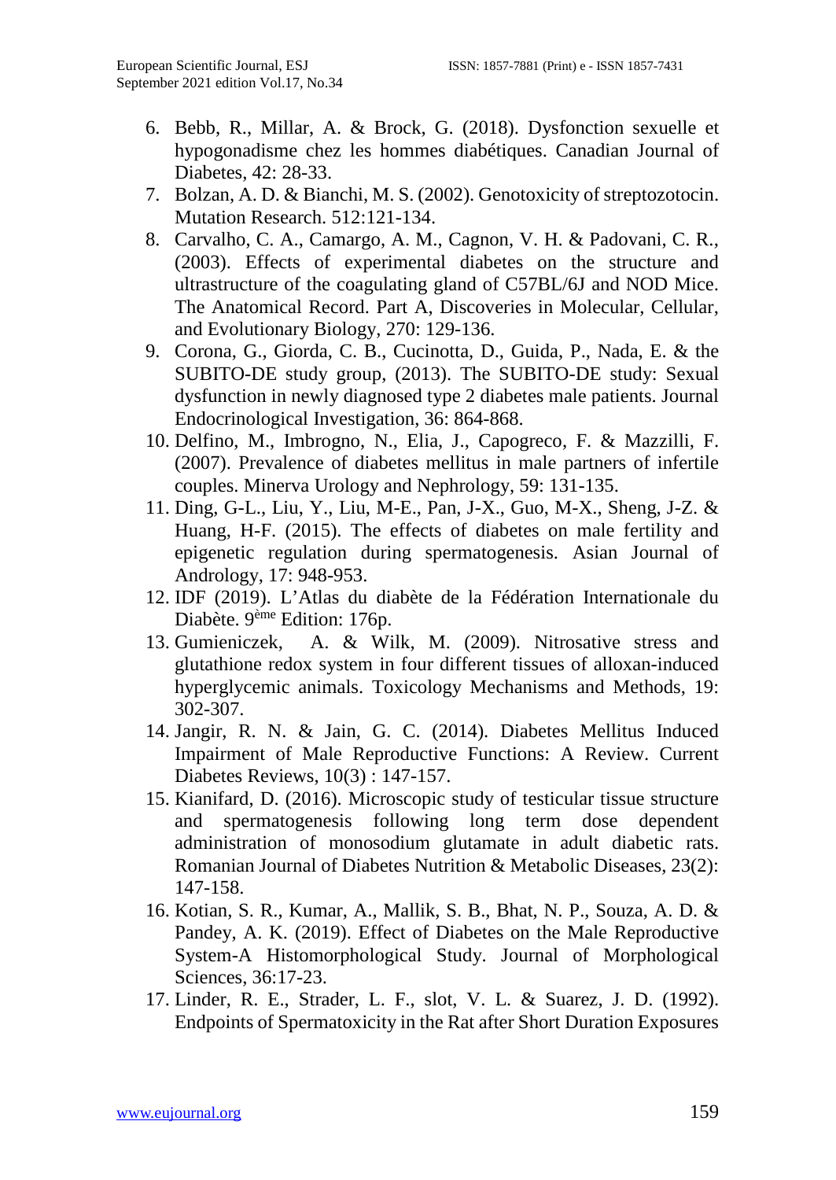6. Bebb, R., Millar, A. & Brock, G. (2018). Dysfonction sexuelle et hypogonadisme chez les hommes diabétiques. Canadian Journal of Diabetes, 42: 28-33.
7. Bolzan, A. D. & Bianchi, M. S. (2002). Genotoxicity of streptozotocin. Mutation Research. 512:121-134.
8. Carvalho, C. A., Camargo, A. M., Cagnon, V. H. & Padovani, C. R., (2003). Effects of experimental diabetes on the structure and ultrastructure of the coagulating gland of C57BL/6J and NOD Mice. The Anatomical Record. Part A, Discoveries in Molecular, Cellular, and Evolutionary Biology, 270: 129-136.
9. Corona, G., Giorda, C. B., Cucinotta, D., Guida, P., Nada, E. & the SUBITO-DE study group, (2013). The SUBITO-DE study: Sexual dysfunction in newly diagnosed type 2 diabetes male patients. Journal Endocrinological Investigation, 36: 864-868.
10. Delfino, M., Imbrogno, N., Elia, J., Capogreco, F. & Mazzilli, F. (2007). Prevalence of diabetes mellitus in male partners of infertile couples. Minerva Urology and Nephrology, 59: 131-135.
11. Ding, G-L., Liu, Y., Liu, M-E., Pan, J-X., Guo, M-X., Sheng, J-Z. & Huang, H-F. (2015). The effects of diabetes on male fertility and epigenetic regulation during spermatogenesis. Asian Journal of Andrology, 17: 948-953.
12. IDF (2019). L'Atlas du diabète de la Fédération Internationale du Diabète. 9ème Edition: 176p.
13. Gumieniczek, A. & Wilk, M. (2009). Nitrosative stress and glutathione redox system in four different tissues of alloxan-induced hyperglycemic animals. Toxicology Mechanisms and Methods, 19: 302-307.
14. Jangir, R. N. & Jain, G. C. (2014). Diabetes Mellitus Induced Impairment of Male Reproductive Functions: A Review. Current Diabetes Reviews, 10(3) : 147-157.
15. Kianifard, D. (2016). Microscopic study of testicular tissue structure and spermatogenesis following long term dose dependent administration of monosodium glutamate in adult diabetic rats. Romanian Journal of Diabetes Nutrition & Metabolic Diseases, 23(2): 147-158.
16. Kotian, S. R., Kumar, A., Mallik, S. B., Bhat, N. P., Souza, A. D. & Pandey, A. K. (2019). Effect of Diabetes on the Male Reproductive System-A Histomorphological Study. Journal of Morphological Sciences, 36:17-23.
17. Linder, R. E., Strader, L. F., slot, V. L. & Suarez, J. D. (1992). Endpoints of Spermatoxicity in the Rat after Short Duration Exposures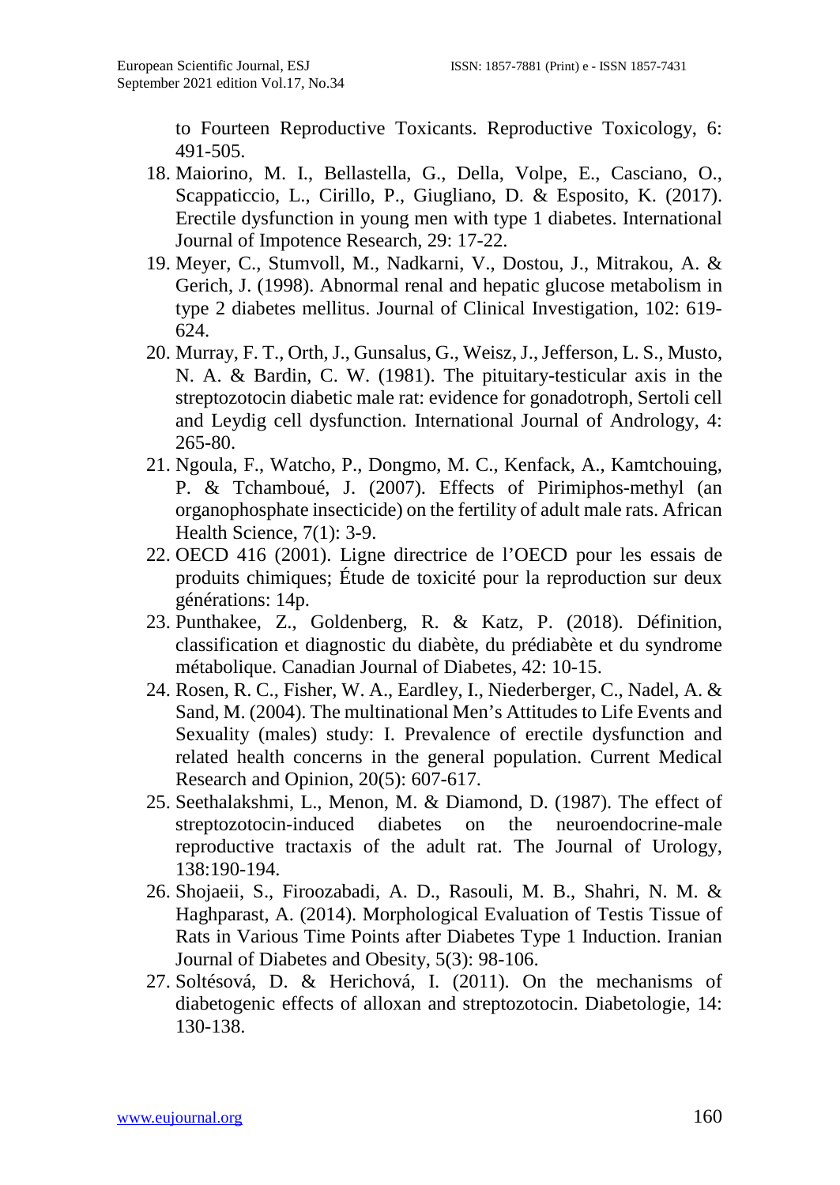to Fourteen Reproductive Toxicants. Reproductive Toxicology, 6: 491-505.

18. Maiorino, M. I., Bellastella, G., Della, Volpe, E., Casciano, O., Scappaticcio, L., Cirillo, P., Giugliano, D. & Esposito, K. (2017). Erectile dysfunction in young men with type 1 diabetes. International Journal of Impotence Research, 29: 17-22.
19. Meyer, C., Stumvoll, M., Nadkarni, V., Dostou, J., Mitrakou, A. & Gerich, J. (1998). Abnormal renal and hepatic glucose metabolism in type 2 diabetes mellitus. Journal of Clinical Investigation, 102: 619-624.
20. Murray, F. T., Orth, J., Gunsalus, G., Weisz, J., Jefferson, L. S., Musto, N. A. & Bardin, C. W. (1981). The pituitary-testicular axis in the streptozotocin diabetic male rat: evidence for gonadotroph, Sertoli cell and Leydig cell dysfunction. International Journal of Andrology, 4: 265-80.
21. Ngoula, F., Watcho, P., Dongmo, M. C., Kenfack, A., Kamtchouing, P. & Tchamboué, J. (2007). Effects of Pirimiphos-methyl (an organophosphate insecticide) on the fertility of adult male rats. African Health Science, 7(1): 3-9.
22. OECD 416 (2001). Ligne directrice de l'OECD pour les essais de produits chimiques; Étude de toxicité pour la reproduction sur deux générations: 14p.
23. Punthakee, Z., Goldenberg, R. & Katz, P. (2018). Définition, classification et diagnostic du diabète, du prédiabète et du syndrome métabolique. Canadian Journal of Diabetes, 42: 10-15.
24. Rosen, R. C., Fisher, W. A., Eardley, I., Niederberger, C., Nadel, A. & Sand, M. (2004). The multinational Men's Attitudes to Life Events and Sexuality (males) study: I. Prevalence of erectile dysfunction and related health concerns in the general population. Current Medical Research and Opinion, 20(5): 607-617.
25. Seethalakshmi, L., Menon, M. & Diamond, D. (1987). The effect of streptozotocin-induced diabetes on the neuroendocrine-male reproductive tractaxis of the adult rat. The Journal of Urology, 138:190-194.
26. Shojaeii, S., Firoozabadi, A. D., Rasouli, M. B., Shahri, N. M. & Haghparast, A. (2014). Morphological Evaluation of Testis Tissue of Rats in Various Time Points after Diabetes Type 1 Induction. Iranian Journal of Diabetes and Obesity, 5(3): 98-106.
27. Soltésová, D. & Herichová, I. (2011). On the mechanisms of diabetogenic effects of alloxan and streptozotocin. Diabetologie, 14: 130-138.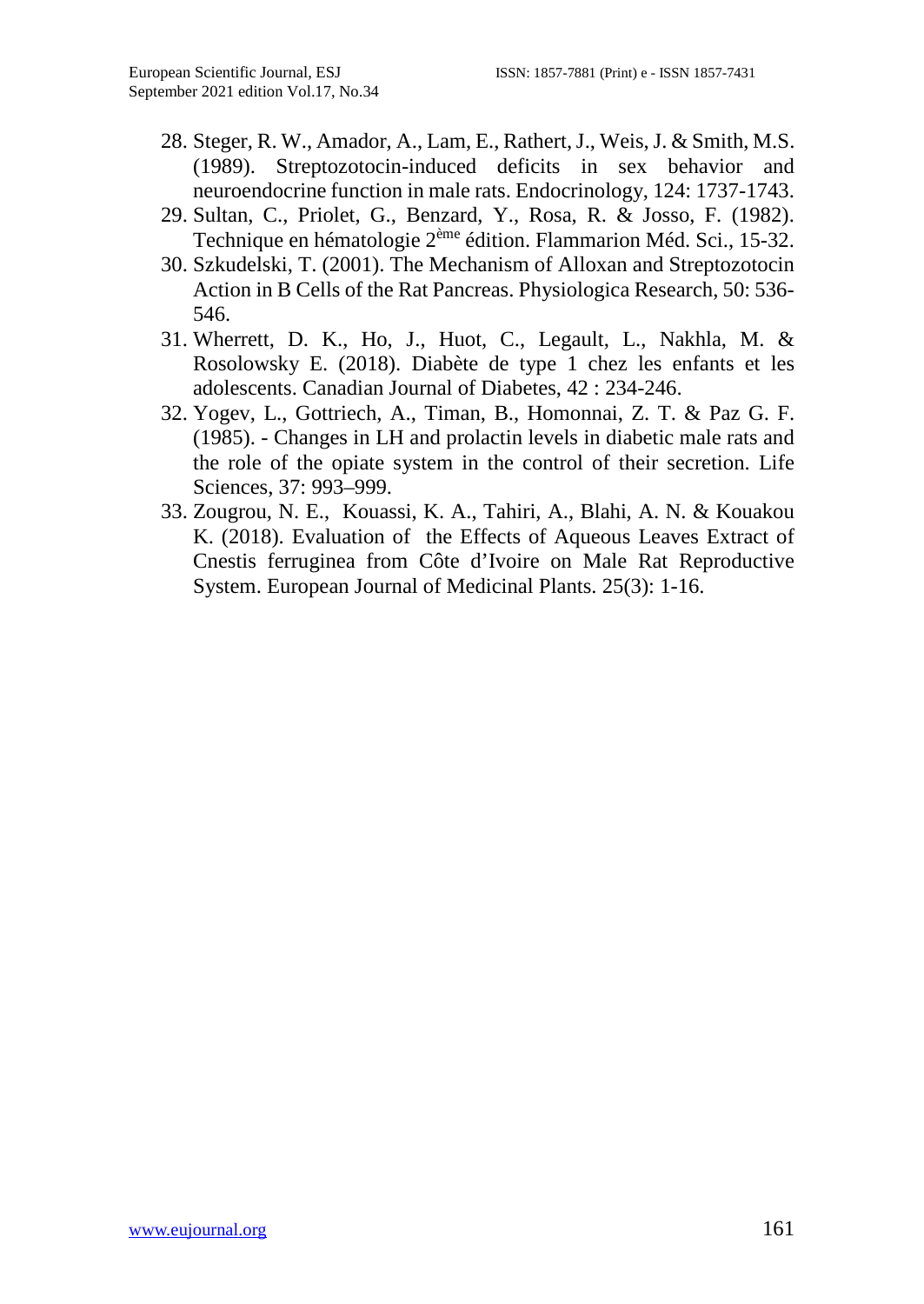28. Steger, R. W., Amador, A., Lam, E., Rathert, J., Weis, J. & Smith, M.S. (1989). Streptozotocin-induced deficits in sex behavior and neuroendocrine function in male rats. Endocrinology, 124: 1737-1743.
29. Sultan, C., Priolet, G., Benzard, Y., Rosa, R. & Josso, F. (1982). Technique en hématologie 2ème édition. Flammarion Méd. Sci., 15-32.
30. Szkudelski, T. (2001). The Mechanism of Alloxan and Streptozotocin Action in B Cells of the Rat Pancreas. Physiologica Research, 50: 536-546.
31. Wherrett, D. K., Ho, J., Huot, C., Legault, L., Nakhla, M. & Rosolowsky E. (2018). Diabète de type 1 chez les enfants et les adolescents. Canadian Journal of Diabetes, 42 : 234-246.
32. Yogev, L., Gottriech, A., Timan, B., Homonnai, Z. T. & Paz G. F. (1985). - Changes in LH and prolactin levels in diabetic male rats and the role of the opiate system in the control of their secretion. Life Sciences, 37: 993–999.
33. Zougrou, N. E., Kouassi, K. A., Tahiri, A., Blahi, A. N. & Kouakou K. (2018). Evaluation of the Effects of Aqueous Leaves Extract of Cnestis ferruginea from Côte d'Ivoire on Male Rat Reproductive System. European Journal of Medicinal Plants. 25(3): 1-16.